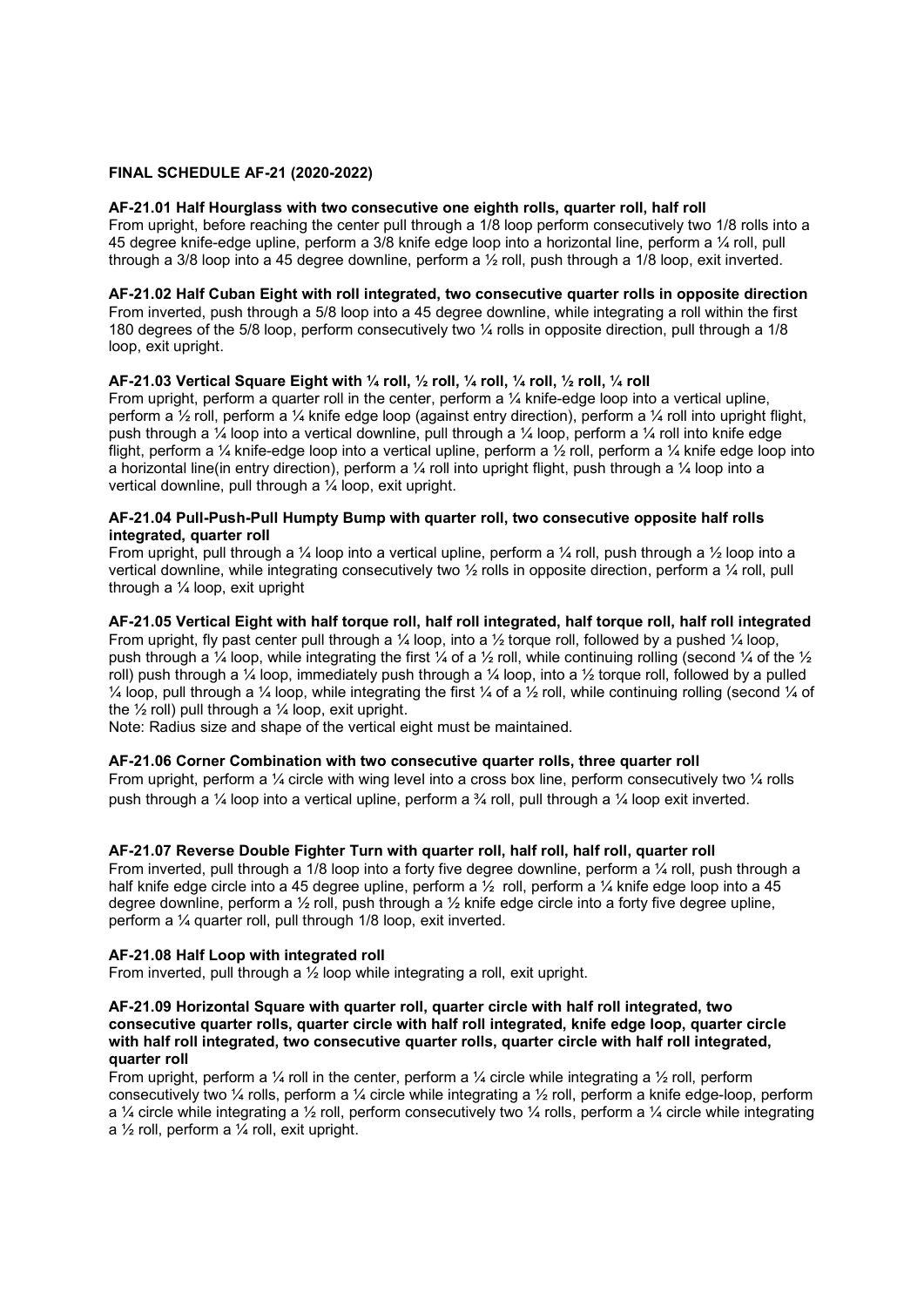**FINAL SCHEDULE AF-21 (2020-2022)**

**AF-21.01 Half Hourglass with two consecutive one eighth rolls, quarter roll, half roll**
From upright, before reaching the center pull through a 1/8 loop perform consecutively two 1/8 rolls into a 45 degree knife-edge upline, perform a 3/8 knife edge loop into a horizontal line, perform a ¼ roll, pull through a 3/8 loop into a 45 degree downline, perform a ½ roll, push through a 1/8 loop, exit inverted.

**AF-21.02 Half Cuban Eight with roll integrated, two consecutive quarter rolls in opposite direction**
From inverted, push through a 5/8 loop into a 45 degree downline, while integrating a roll within the first 180 degrees of the 5/8 loop, perform consecutively two ¼ rolls in opposite direction, pull through a 1/8 loop, exit upright.

**AF-21.03 Vertical Square Eight with ¼ roll, ½ roll, ¼ roll, ¼ roll, ½ roll, ¼ roll**
From upright, perform a quarter roll in the center, perform a ¼ knife-edge loop into a vertical upline, perform a ½ roll, perform a ¼ knife edge loop (against entry direction), perform a ¼ roll into upright flight, push through a ¼ loop into a vertical downline, pull through a ¼ loop, perform a ¼ roll into knife edge flight, perform a ¼ knife-edge loop into a vertical upline, perform a ½ roll, perform a ¼ knife edge loop into a horizontal line(in entry direction), perform a ¼ roll into upright flight, push through a ¼ loop into a vertical downline, pull through a ¼ loop, exit upright.

**AF-21.04 Pull-Push-Pull Humpty Bump with quarter roll, two consecutive opposite half rolls integrated, quarter roll**
From upright, pull through a ¼ loop into a vertical upline, perform a ¼ roll, push through a ½ loop into a vertical downline, while integrating consecutively two ½ rolls in opposite direction, perform a ¼ roll, pull through a ¼ loop, exit upright

**AF-21.05 Vertical Eight with half torque roll, half roll integrated, half torque roll, half roll integrated**
From upright, fly past center pull through a ¼ loop, into a ½ torque roll, followed by a pushed ¼ loop, push through a ¼ loop, while integrating the first ¼ of a ½ roll, while continuing rolling (second ¼ of the ½ roll) push through a ¼ loop, immediately push through a ¼ loop, into a ½ torque roll, followed by a pulled ¼ loop, pull through a ¼ loop, while integrating the first ¼ of a ½ roll, while continuing rolling (second ¼ of the ½ roll) pull through a ¼ loop, exit upright.
Note: Radius size and shape of the vertical eight must be maintained.

**AF-21.06 Corner Combination with two consecutive quarter rolls, three quarter roll**
From upright, perform a ¼ circle with wing level into a cross box line, perform consecutively two ¼ rolls push through a ¼ loop into a vertical upline, perform a ¾ roll, pull through a ¼ loop exit inverted.

**AF-21.07 Reverse Double Fighter Turn with quarter roll, half roll, half roll, quarter roll**
From inverted, pull through a 1/8 loop into a forty five degree downline, perform a ¼ roll, push through a half knife edge circle into a 45 degree upline, perform a ½ roll, perform a ¼ knife edge loop into a 45 degree downline, perform a ½ roll, push through a ½ knife edge circle into a forty five degree upline, perform a ¼ quarter roll, pull through 1/8 loop, exit inverted.

**AF-21.08 Half Loop with integrated roll**
From inverted, pull through a ½ loop while integrating a roll, exit upright.

**AF-21.09 Horizontal Square with quarter roll, quarter circle with half roll integrated, two consecutive quarter rolls, quarter circle with half roll integrated, knife edge loop, quarter circle with half roll integrated, two consecutive quarter rolls, quarter circle with half roll integrated, quarter roll**
From upright, perform a ¼ roll in the center, perform a ¼ circle while integrating a ½ roll, perform consecutively two ¼ rolls, perform a ¼ circle while integrating a ½ roll, perform a knife edge-loop, perform a ¼ circle while integrating a ½ roll, perform consecutively two ¼ rolls, perform a ¼ circle while integrating a ½ roll, perform a ¼ roll, exit upright.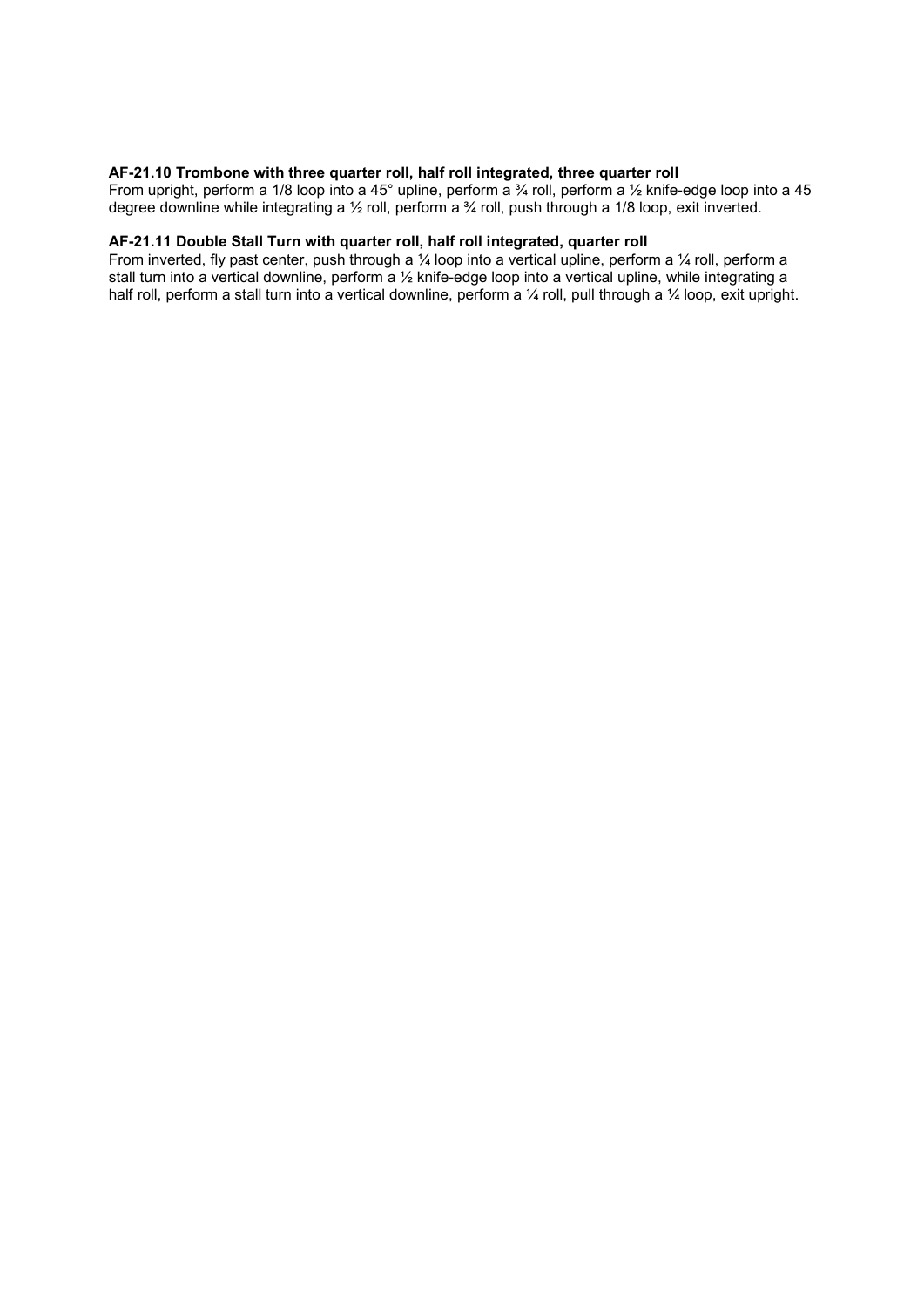**AF-21.10 Trombone with three quarter roll, half roll integrated, three quarter roll**

From upright, perform a 1/8 loop into a 45° upline, perform a ¾ roll, perform a ½ knife-edge loop into a 45 degree downline while integrating a ½ roll, perform a ¾ roll, push through a 1/8 loop, exit inverted.

**AF-21.11 Double Stall Turn with quarter roll, half roll integrated, quarter roll**

From inverted, fly past center, push through a ¼ loop into a vertical upline, perform a ¼ roll, perform a stall turn into a vertical downline, perform a ½ knife-edge loop into a vertical upline, while integrating a half roll, perform a stall turn into a vertical downline, perform a ¼ roll, pull through a ¼ loop, exit upright.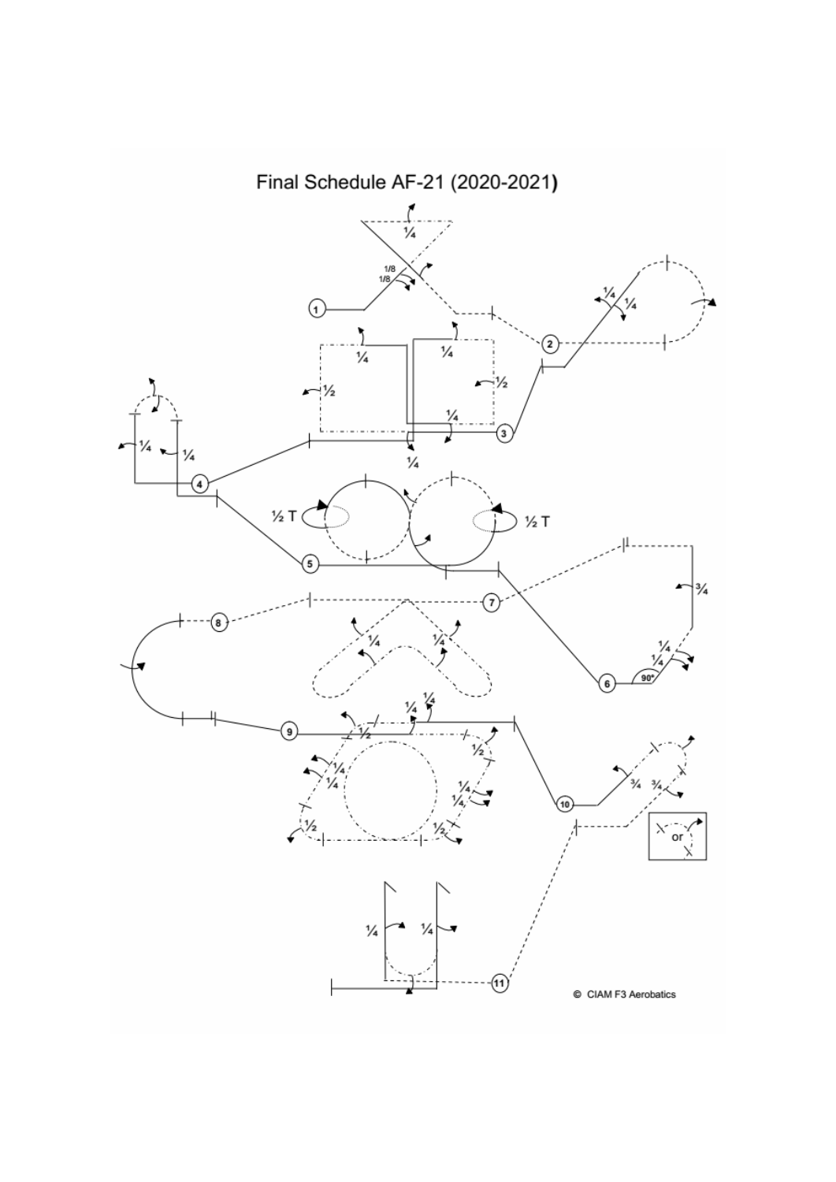# Final Schedule AF-21 (2020-2021)

1/4

1/8
1/8

1

2

1/4 1/4

1/4

1/4

1/2

1/2

1/4

3

1/4

1/4 1/4

4

1/2 T

1/2 T

5

3/4

7

8

1/4 1/4

1/4
1/4

6

90°

1/4 1/4

9

1/2

1/2

1/4
1/4

1/4
1/4

1/2

1/2

10

3/4 3/4

or

1/4 1/4

11

© CIAM F3 Aerobatics